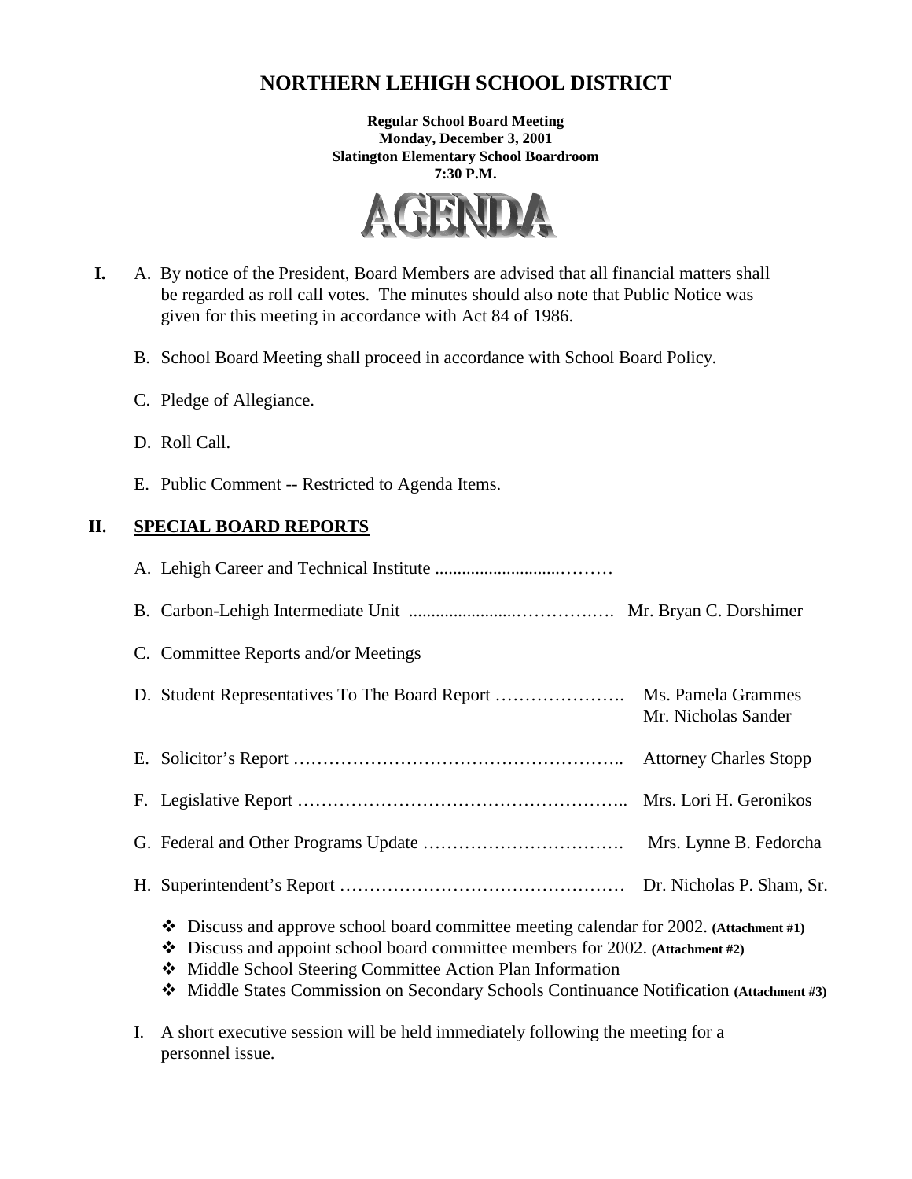# NORTHERN LEHIGH SCHOOL DISTRICT

**Regular School Board Meeting**
**Monday, December 3, 2001**
**Slatington Elementary School Boardroom**
**7:30 P.M.**

## AGENDA

**I.** A. By notice of the President, Board Members are advised that all financial matters shall be regarded as roll call votes. The minutes should also note that Public Notice was given for this meeting in accordance with Act 84 of 1986.

B. School Board Meeting shall proceed in accordance with School Board Policy.

C. Pledge of Allegiance.

D. Roll Call.

E. Public Comment -- Restricted to Agenda Items.

## II. SPECIAL BOARD REPORTS

A. Lehigh Career and Technical Institute ............................………

B. Carbon-Lehigh Intermediate Unit ........................…………….… Mr. Bryan C. Dorshimer

C. Committee Reports and/or Meetings

D. Student Representatives To The Board Report …………………. Ms. Pamela Grammes, Mr. Nicholas Sander

E. Solicitor's Report ……………………………………………….. Attorney Charles Stopp

F. Legislative Report ……………………………………………….. Mrs. Lori H. Geronikos

G. Federal and Other Programs Update ……………………………. Mrs. Lynne B. Fedorcha

H. Superintendent's Report ………………………………………… Dr. Nicholas P. Sham, Sr.

- Discuss and approve school board committee meeting calendar for 2002. **(Attachment #1)**
- Discuss and appoint school board committee members for 2002. **(Attachment #2)**
- Middle School Steering Committee Action Plan Information
- Middle States Commission on Secondary Schools Continuance Notification **(Attachment #3)**

I. A short executive session will be held immediately following the meeting for a personnel issue.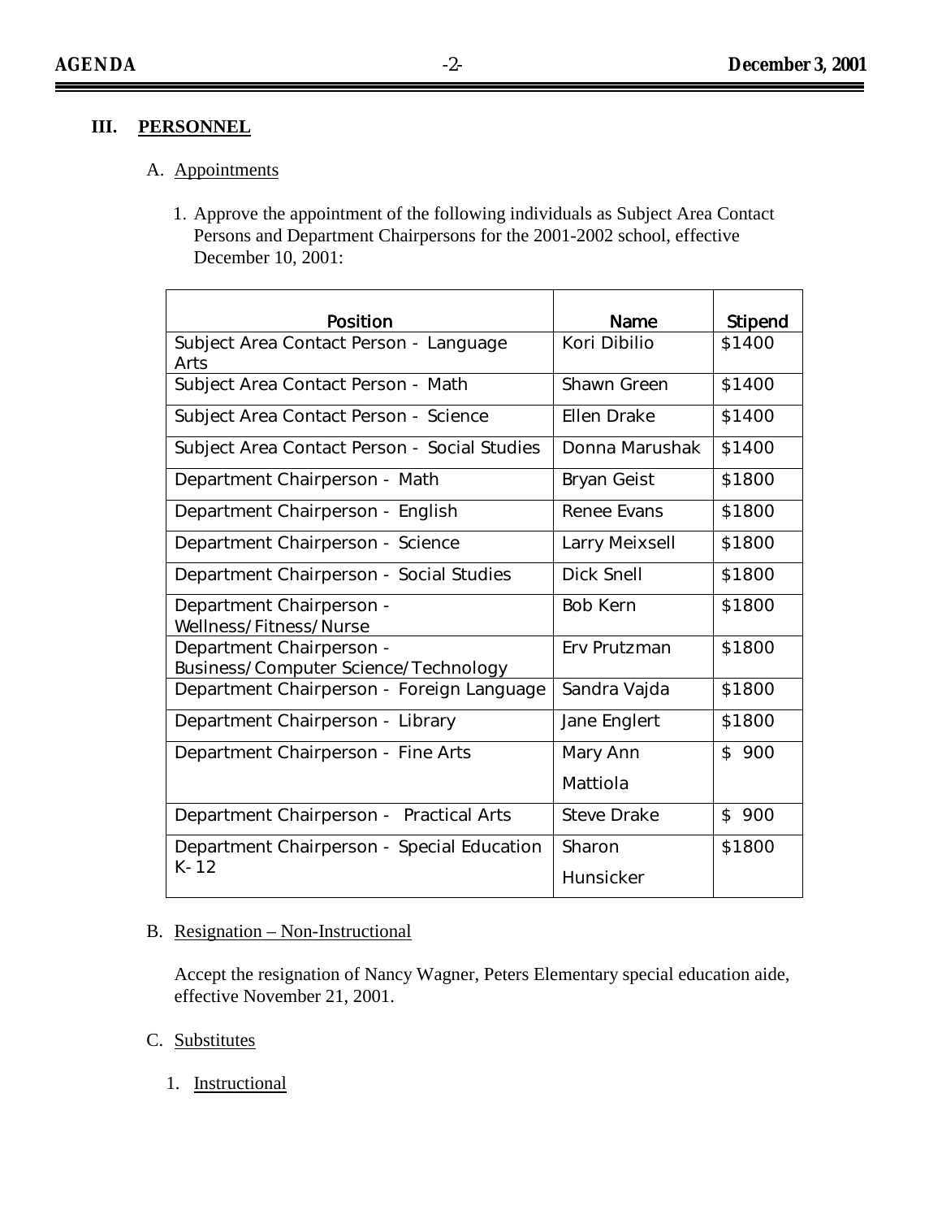## III. PERSONNEL

### A. Appointments

1. Approve the appointment of the following individuals as Subject Area Contact Persons and Department Chairpersons for the 2001-2002 school, effective December 10, 2001:

| Position | Name | Stipend |
|---|---|---|
| Subject Area Contact Person - Language Arts | Kori Dibilio | $1400 |
| Subject Area Contact Person - Math | Shawn Green | $1400 |
| Subject Area Contact Person - Science | Ellen Drake | $1400 |
| Subject Area Contact Person - Social Studies | Donna Marushak | $1400 |
| Department Chairperson - Math | Bryan Geist | $1800 |
| Department Chairperson - English | Renee Evans | $1800 |
| Department Chairperson - Science | Larry Meixsell | $1800 |
| Department Chairperson - Social Studies | Dick Snell | $1800 |
| Department Chairperson - Wellness/Fitness/Nurse | Bob Kern | $1800 |
| Department Chairperson - Business/Computer Science/Technology | Erv Prutzman | $1800 |
| Department Chairperson - Foreign Language | Sandra Vajda | $1800 |
| Department Chairperson - Library | Jane Englert | $1800 |
| Department Chairperson - Fine Arts | Mary Ann Mattiola | $ 900 |
| Department Chairperson - Practical Arts | Steve Drake | $ 900 |
| Department Chairperson - Special Education K-12 | Sharon Hunsicker | $1800 |

### B. Resignation – Non-Instructional

Accept the resignation of Nancy Wagner, Peters Elementary special education aide, effective November 21, 2001.

### C. Substitutes

1. Instructional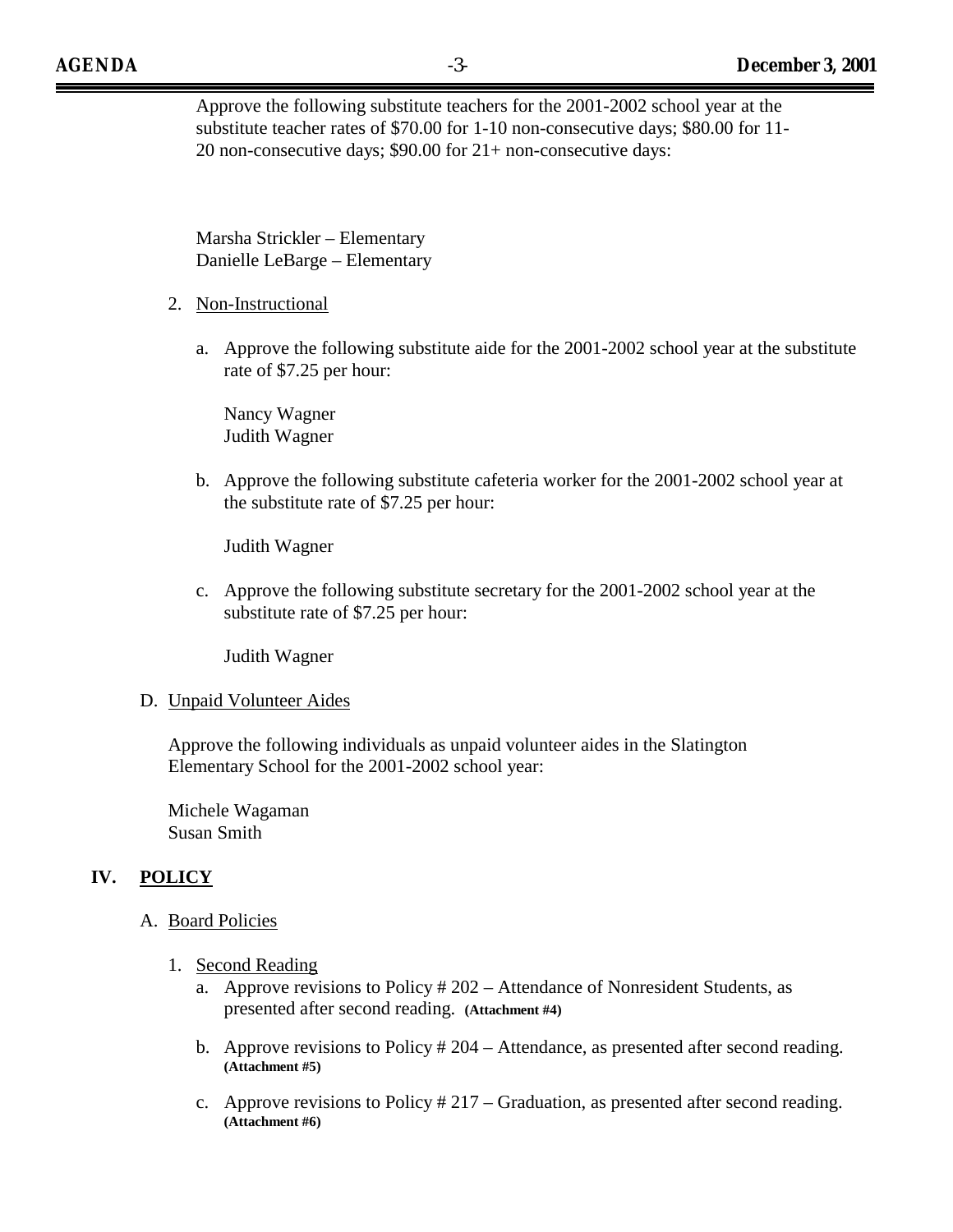Approve the following substitute teachers for the 2001-2002 school year at the substitute teacher rates of $70.00 for 1-10 non-consecutive days; $80.00 for 11-20 non-consecutive days; $90.00 for 21+ non-consecutive days:

Marsha Strickler – Elementary
Danielle LeBarge – Elementary

2. Non-Instructional

   a. Approve the following substitute aide for the 2001-2002 school year at the substitute rate of $7.25 per hour:

      Nancy Wagner
      Judith Wagner

   b. Approve the following substitute cafeteria worker for the 2001-2002 school year at the substitute rate of $7.25 per hour:

      Judith Wagner

   c. Approve the following substitute secretary for the 2001-2002 school year at the substitute rate of $7.25 per hour:

      Judith Wagner

D. Unpaid Volunteer Aides

Approve the following individuals as unpaid volunteer aides in the Slatington Elementary School for the 2001-2002 school year:

Michele Wagaman
Susan Smith

## IV. POLICY

A. Board Policies

1. Second Reading

   a. Approve revisions to Policy # 202 – Attendance of Nonresident Students, as presented after second reading. **(Attachment #4)**

   b. Approve revisions to Policy # 204 – Attendance, as presented after second reading. **(Attachment #5)**

   c. Approve revisions to Policy # 217 – Graduation, as presented after second reading. **(Attachment #6)**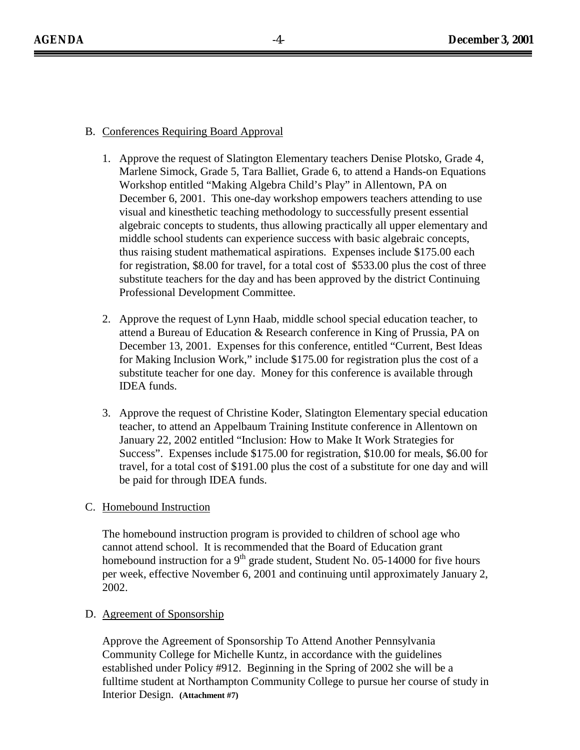B. Conferences Requiring Board Approval

1. Approve the request of Slatington Elementary teachers Denise Plotsko, Grade 4, Marlene Simock, Grade 5, Tara Balliet, Grade 6, to attend a Hands-on Equations Workshop entitled "Making Algebra Child's Play" in Allentown, PA on December 6, 2001. This one-day workshop empowers teachers attending to use visual and kinesthetic teaching methodology to successfully present essential algebraic concepts to students, thus allowing practically all upper elementary and middle school students can experience success with basic algebraic concepts, thus raising student mathematical aspirations. Expenses include $175.00 each for registration, $8.00 for travel, for a total cost of $533.00 plus the cost of three substitute teachers for the day and has been approved by the district Continuing Professional Development Committee.

2. Approve the request of Lynn Haab, middle school special education teacher, to attend a Bureau of Education & Research conference in King of Prussia, PA on December 13, 2001. Expenses for this conference, entitled "Current, Best Ideas for Making Inclusion Work," include $175.00 for registration plus the cost of a substitute teacher for one day. Money for this conference is available through IDEA funds.

3. Approve the request of Christine Koder, Slatington Elementary special education teacher, to attend an Appelbaum Training Institute conference in Allentown on January 22, 2002 entitled "Inclusion: How to Make It Work Strategies for Success". Expenses include $175.00 for registration, $10.00 for meals, $6.00 for travel, for a total cost of $191.00 plus the cost of a substitute for one day and will be paid for through IDEA funds.

C. Homebound Instruction

The homebound instruction program is provided to children of school age who cannot attend school. It is recommended that the Board of Education grant homebound instruction for a 9th grade student, Student No. 05-14000 for five hours per week, effective November 6, 2001 and continuing until approximately January 2, 2002.

D. Agreement of Sponsorship

Approve the Agreement of Sponsorship To Attend Another Pennsylvania Community College for Michelle Kuntz, in accordance with the guidelines established under Policy #912. Beginning in the Spring of 2002 she will be a fulltime student at Northampton Community College to pursue her course of study in Interior Design. **(Attachment #7)**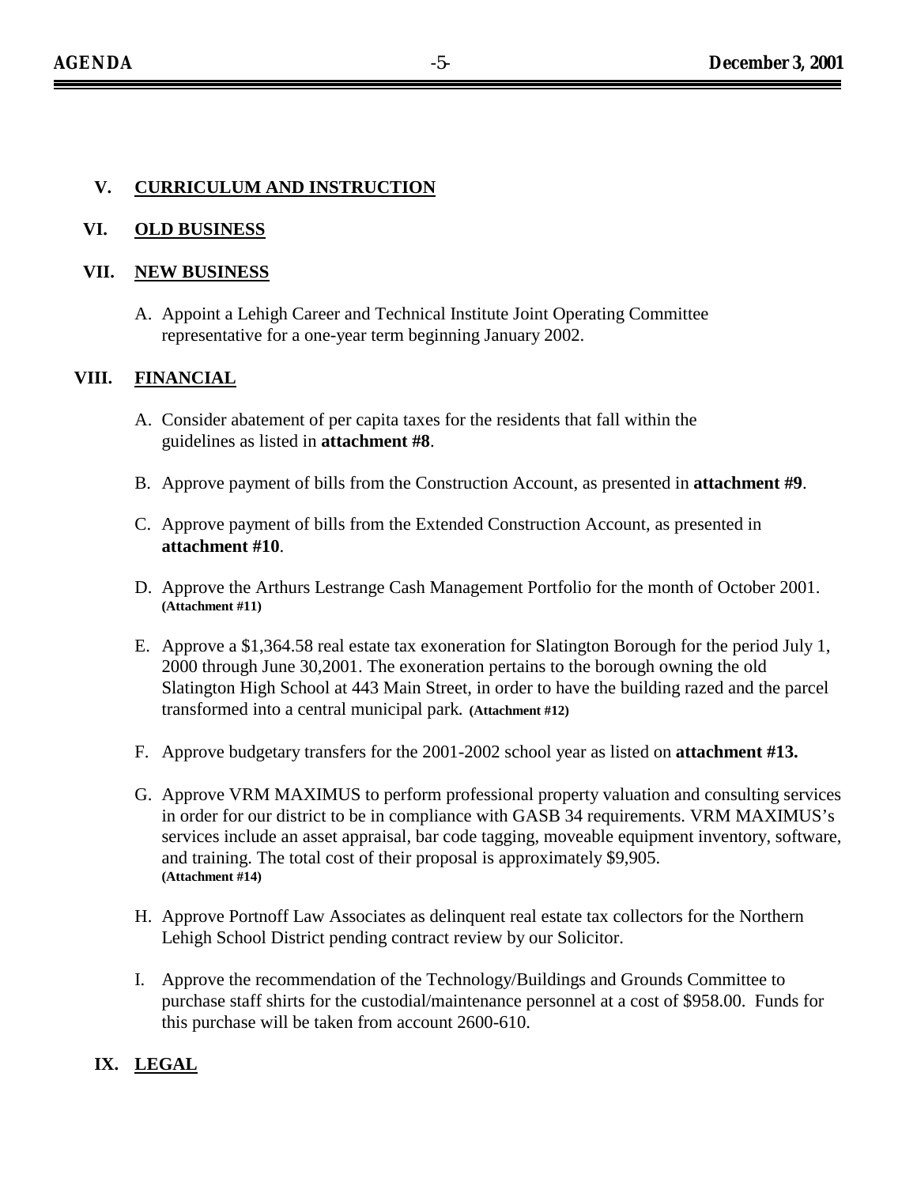## V. CURRICULUM AND INSTRUCTION

## VI. OLD BUSINESS

## VII. NEW BUSINESS

A. Appoint a Lehigh Career and Technical Institute Joint Operating Committee representative for a one-year term beginning January 2002.

## VIII. FINANCIAL

A. Consider abatement of per capita taxes for the residents that fall within the guidelines as listed in **attachment #8**.

B. Approve payment of bills from the Construction Account, as presented in **attachment #9**.

C. Approve payment of bills from the Extended Construction Account, as presented in **attachment #10**.

D. Approve the Arthurs Lestrange Cash Management Portfolio for the month of October 2001. **(Attachment #11)**

E. Approve a $1,364.58 real estate tax exoneration for Slatington Borough for the period July 1, 2000 through June 30,2001. The exoneration pertains to the borough owning the old Slatington High School at 443 Main Street, in order to have the building razed and the parcel transformed into a central municipal park. **(Attachment #12)**

F. Approve budgetary transfers for the 2001-2002 school year as listed on **attachment #13.**

G. Approve VRM MAXIMUS to perform professional property valuation and consulting services in order for our district to be in compliance with GASB 34 requirements. VRM MAXIMUS's services include an asset appraisal, bar code tagging, moveable equipment inventory, software, and training. The total cost of their proposal is approximately $9,905. **(Attachment #14)**

H. Approve Portnoff Law Associates as delinquent real estate tax collectors for the Northern Lehigh School District pending contract review by our Solicitor.

I. Approve the recommendation of the Technology/Buildings and Grounds Committee to purchase staff shirts for the custodial/maintenance personnel at a cost of $958.00. Funds for this purchase will be taken from account 2600-610.

## IX. LEGAL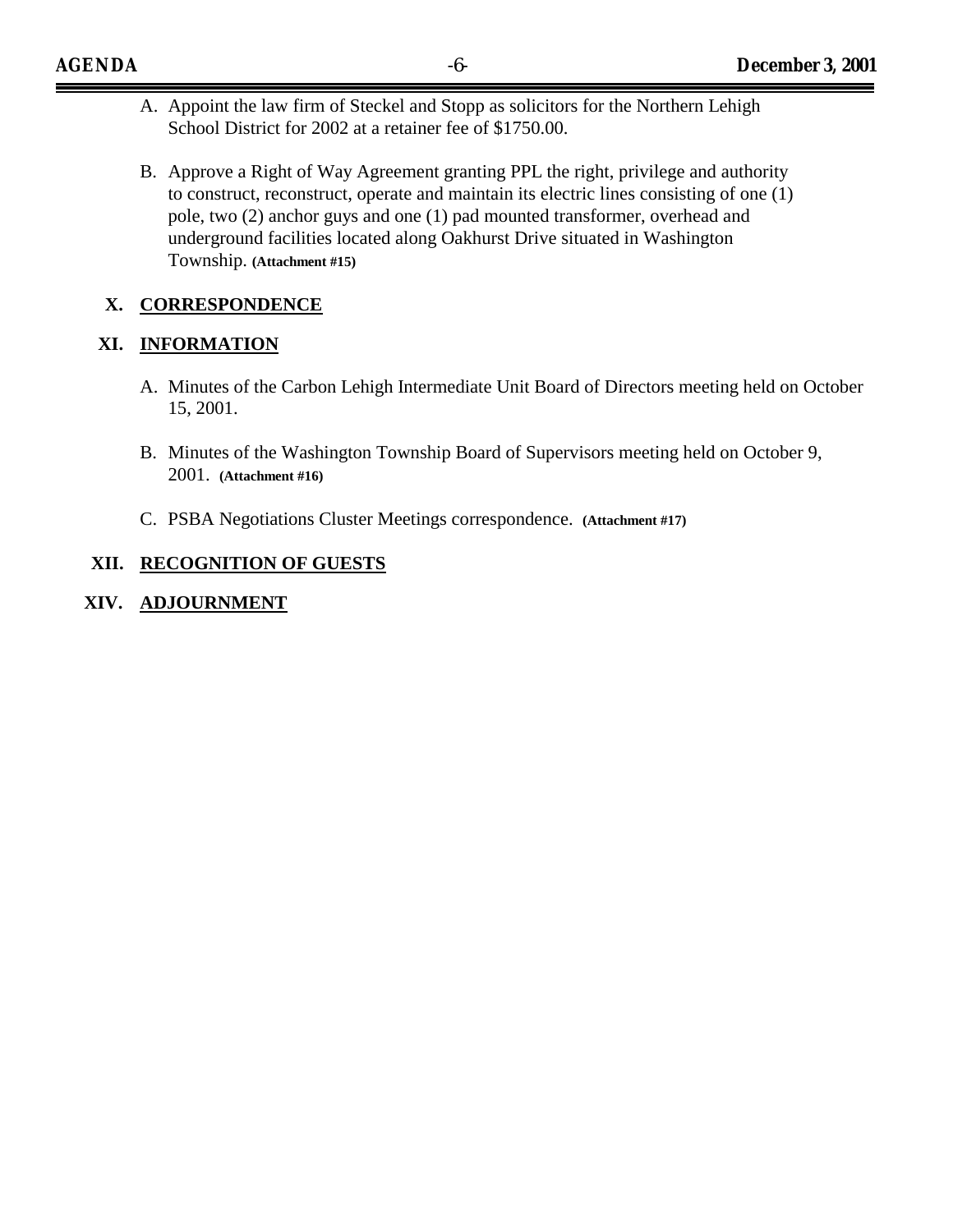A. Appoint the law firm of Steckel and Stopp as solicitors for the Northern Lehigh School District for 2002 at a retainer fee of $1750.00.

B. Approve a Right of Way Agreement granting PPL the right, privilege and authority to construct, reconstruct, operate and maintain its electric lines consisting of one (1) pole, two (2) anchor guys and one (1) pad mounted transformer, overhead and underground facilities located along Oakhurst Drive situated in Washington Township. **(Attachment #15)**

## X. CORRESPONDENCE

## XI. INFORMATION

A. Minutes of the Carbon Lehigh Intermediate Unit Board of Directors meeting held on October 15, 2001.

B. Minutes of the Washington Township Board of Supervisors meeting held on October 9, 2001. **(Attachment #16)**

C. PSBA Negotiations Cluster Meetings correspondence. **(Attachment #17)**

## XII. RECOGNITION OF GUESTS

## XIV. ADJOURNMENT